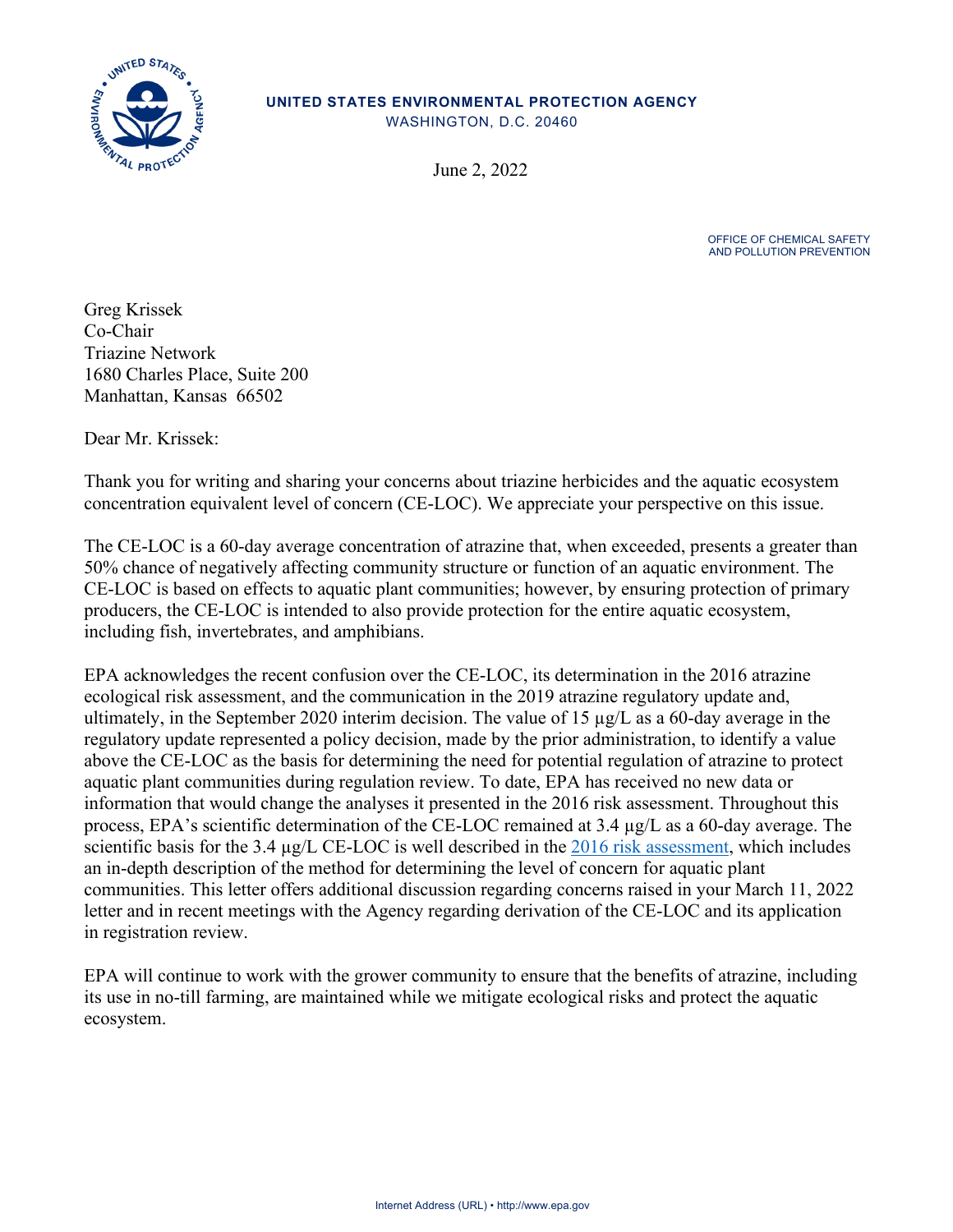**UNITED STATES ENVIRONMENTAL PROTECTION AGENCY**
WASHINGTON, D.C. 20460

June 2, 2022

OFFICE OF CHEMICAL SAFETY
AND POLLUTION PREVENTION

Greg Krissek
Co-Chair
Triazine Network
1680 Charles Place, Suite 200
Manhattan, Kansas 66502

Dear Mr. Krissek:

Thank you for writing and sharing your concerns about triazine herbicides and the aquatic ecosystem concentration equivalent level of concern (CE-LOC). We appreciate your perspective on this issue.

The CE-LOC is a 60-day average concentration of atrazine that, when exceeded, presents a greater than 50% chance of negatively affecting community structure or function of an aquatic environment. The CE-LOC is based on effects to aquatic plant communities; however, by ensuring protection of primary producers, the CE-LOC is intended to also provide protection for the entire aquatic ecosystem, including fish, invertebrates, and amphibians.

EPA acknowledges the recent confusion over the CE-LOC, its determination in the 2016 atrazine ecological risk assessment, and the communication in the 2019 atrazine regulatory update and, ultimately, in the September 2020 interim decision. The value of 15 µg/L as a 60-day average in the regulatory update represented a policy decision, made by the prior administration, to identify a value above the CE-LOC as the basis for determining the need for potential regulation of atrazine to protect aquatic plant communities during regulation review. To date, EPA has received no new data or information that would change the analyses it presented in the 2016 risk assessment. Throughout this process, EPA's scientific determination of the CE-LOC remained at 3.4 µg/L as a 60-day average. The scientific basis for the 3.4 µg/L CE-LOC is well described in the 2016 risk assessment, which includes an in-depth description of the method for determining the level of concern for aquatic plant communities. This letter offers additional discussion regarding concerns raised in your March 11, 2022 letter and in recent meetings with the Agency regarding derivation of the CE-LOC and its application in registration review.

EPA will continue to work with the grower community to ensure that the benefits of atrazine, including its use in no-till farming, are maintained while we mitigate ecological risks and protect the aquatic ecosystem.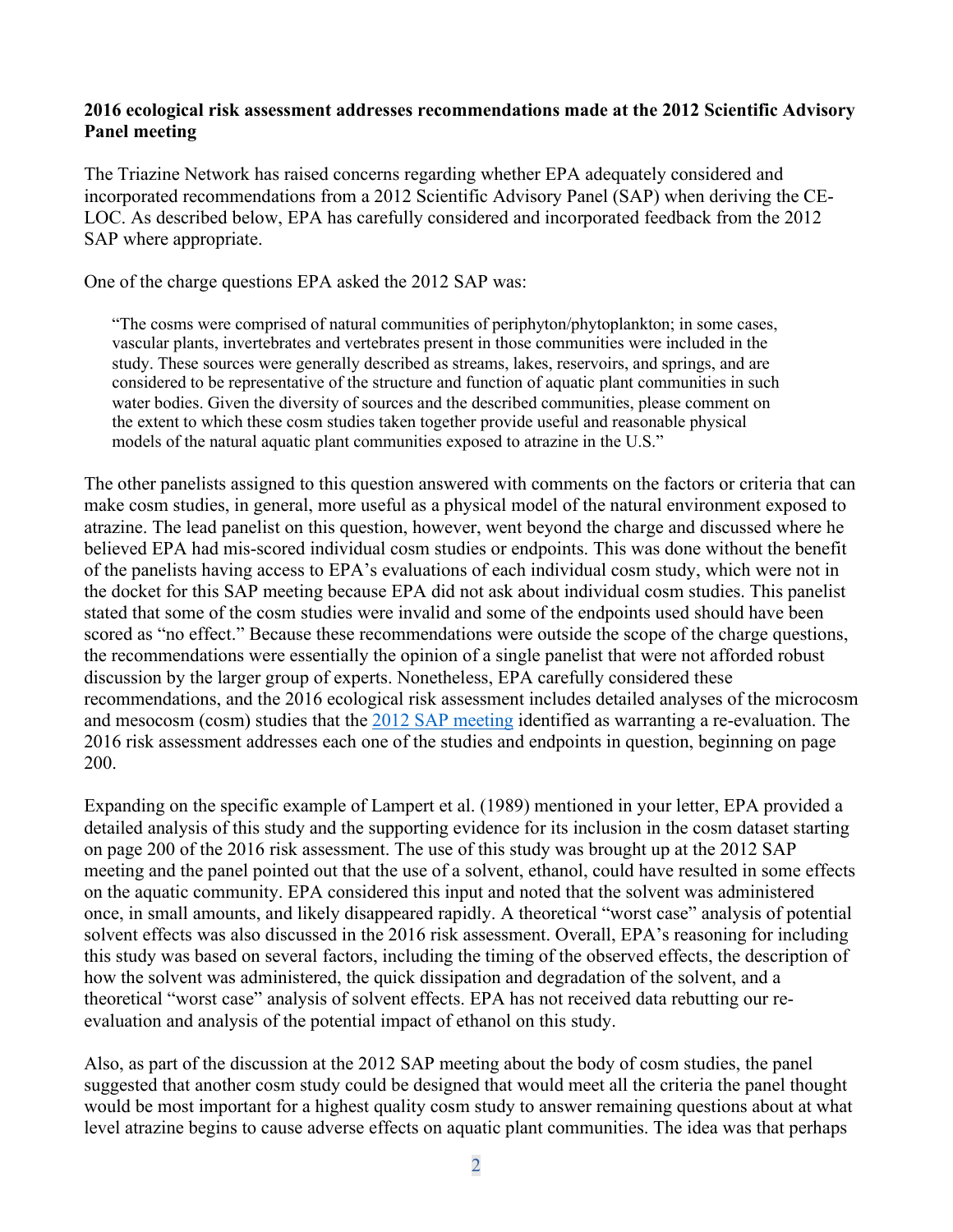**2016 ecological risk assessment addresses recommendations made at the 2012 Scientific Advisory Panel meeting**

The Triazine Network has raised concerns regarding whether EPA adequately considered and incorporated recommendations from a 2012 Scientific Advisory Panel (SAP) when deriving the CE-LOC. As described below, EPA has carefully considered and incorporated feedback from the 2012 SAP where appropriate.

One of the charge questions EPA asked the 2012 SAP was:

> "The cosms were comprised of natural communities of periphyton/phytoplankton; in some cases, vascular plants, invertebrates and vertebrates present in those communities were included in the study. These sources were generally described as streams, lakes, reservoirs, and springs, and are considered to be representative of the structure and function of aquatic plant communities in such water bodies. Given the diversity of sources and the described communities, please comment on the extent to which these cosm studies taken together provide useful and reasonable physical models of the natural aquatic plant communities exposed to atrazine in the U.S."

The other panelists assigned to this question answered with comments on the factors or criteria that can make cosm studies, in general, more useful as a physical model of the natural environment exposed to atrazine. The lead panelist on this question, however, went beyond the charge and discussed where he believed EPA had mis-scored individual cosm studies or endpoints. This was done without the benefit of the panelists having access to EPA's evaluations of each individual cosm study, which were not in the docket for this SAP meeting because EPA did not ask about individual cosm studies. This panelist stated that some of the cosm studies were invalid and some of the endpoints used should have been scored as "no effect." Because these recommendations were outside the scope of the charge questions, the recommendations were essentially the opinion of a single panelist that were not afforded robust discussion by the larger group of experts. Nonetheless, EPA carefully considered these recommendations, and the 2016 ecological risk assessment includes detailed analyses of the microcosm and mesocosm (cosm) studies that the 2012 SAP meeting identified as warranting a re-evaluation. The 2016 risk assessment addresses each one of the studies and endpoints in question, beginning on page 200.

Expanding on the specific example of Lampert et al. (1989) mentioned in your letter, EPA provided a detailed analysis of this study and the supporting evidence for its inclusion in the cosm dataset starting on page 200 of the 2016 risk assessment. The use of this study was brought up at the 2012 SAP meeting and the panel pointed out that the use of a solvent, ethanol, could have resulted in some effects on the aquatic community. EPA considered this input and noted that the solvent was administered once, in small amounts, and likely disappeared rapidly. A theoretical "worst case" analysis of potential solvent effects was also discussed in the 2016 risk assessment. Overall, EPA's reasoning for including this study was based on several factors, including the timing of the observed effects, the description of how the solvent was administered, the quick dissipation and degradation of the solvent, and a theoretical "worst case" analysis of solvent effects. EPA has not received data rebutting our re-evaluation and analysis of the potential impact of ethanol on this study.

Also, as part of the discussion at the 2012 SAP meeting about the body of cosm studies, the panel suggested that another cosm study could be designed that would meet all the criteria the panel thought would be most important for a highest quality cosm study to answer remaining questions about at what level atrazine begins to cause adverse effects on aquatic plant communities. The idea was that perhaps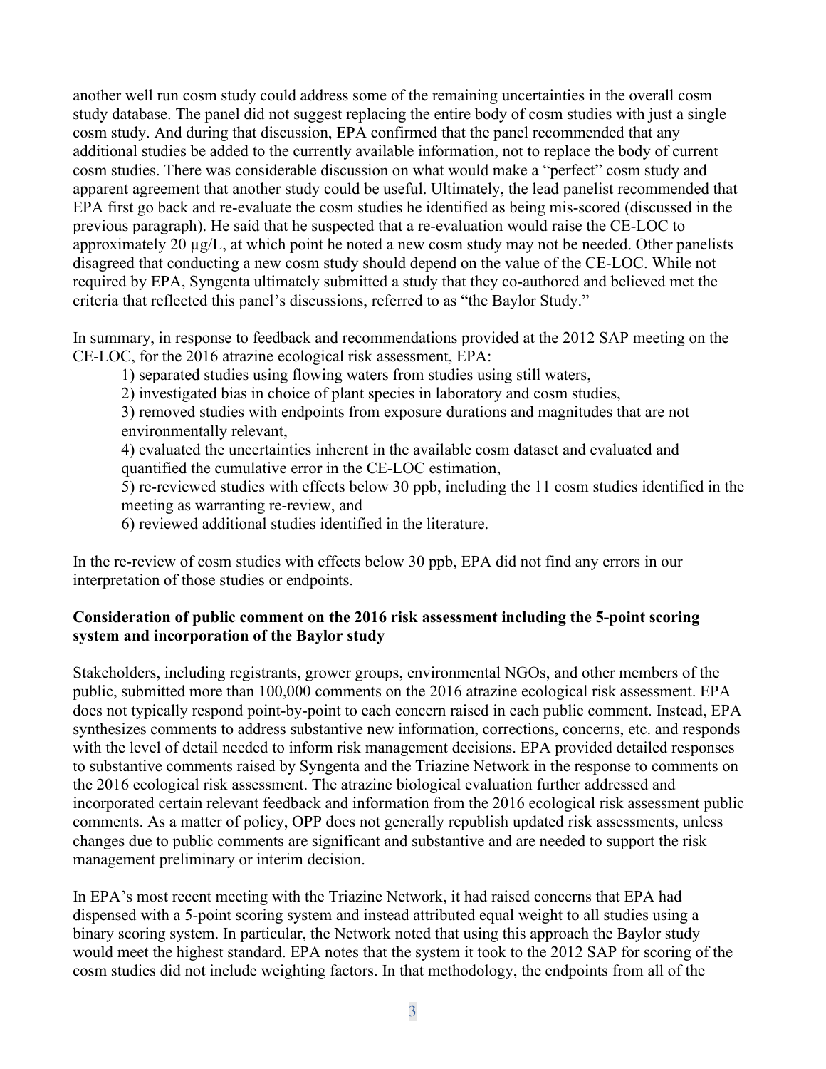another well run cosm study could address some of the remaining uncertainties in the overall cosm study database. The panel did not suggest replacing the entire body of cosm studies with just a single cosm study. And during that discussion, EPA confirmed that the panel recommended that any additional studies be added to the currently available information, not to replace the body of current cosm studies. There was considerable discussion on what would make a "perfect" cosm study and apparent agreement that another study could be useful. Ultimately, the lead panelist recommended that EPA first go back and re-evaluate the cosm studies he identified as being mis-scored (discussed in the previous paragraph). He said that he suspected that a re-evaluation would raise the CE-LOC to approximately 20 µg/L, at which point he noted a new cosm study may not be needed. Other panelists disagreed that conducting a new cosm study should depend on the value of the CE-LOC. While not required by EPA, Syngenta ultimately submitted a study that they co-authored and believed met the criteria that reflected this panel's discussions, referred to as "the Baylor Study."

In summary, in response to feedback and recommendations provided at the 2012 SAP meeting on the CE-LOC, for the 2016 atrazine ecological risk assessment, EPA:

1) separated studies using flowing waters from studies using still waters,
2) investigated bias in choice of plant species in laboratory and cosm studies,
3) removed studies with endpoints from exposure durations and magnitudes that are not environmentally relevant,
4) evaluated the uncertainties inherent in the available cosm dataset and evaluated and quantified the cumulative error in the CE-LOC estimation,
5) re-reviewed studies with effects below 30 ppb, including the 11 cosm studies identified in the meeting as warranting re-review, and
6) reviewed additional studies identified in the literature.

In the re-review of cosm studies with effects below 30 ppb, EPA did not find any errors in our interpretation of those studies or endpoints.

**Consideration of public comment on the 2016 risk assessment including the 5-point scoring system and incorporation of the Baylor study**

Stakeholders, including registrants, grower groups, environmental NGOs, and other members of the public, submitted more than 100,000 comments on the 2016 atrazine ecological risk assessment. EPA does not typically respond point-by-point to each concern raised in each public comment. Instead, EPA synthesizes comments to address substantive new information, corrections, concerns, etc. and responds with the level of detail needed to inform risk management decisions. EPA provided detailed responses to substantive comments raised by Syngenta and the Triazine Network in the response to comments on the 2016 ecological risk assessment. The atrazine biological evaluation further addressed and incorporated certain relevant feedback and information from the 2016 ecological risk assessment public comments. As a matter of policy, OPP does not generally republish updated risk assessments, unless changes due to public comments are significant and substantive and are needed to support the risk management preliminary or interim decision.

In EPA's most recent meeting with the Triazine Network, it had raised concerns that EPA had dispensed with a 5-point scoring system and instead attributed equal weight to all studies using a binary scoring system. In particular, the Network noted that using this approach the Baylor study would meet the highest standard. EPA notes that the system it took to the 2012 SAP for scoring of the cosm studies did not include weighting factors. In that methodology, the endpoints from all of the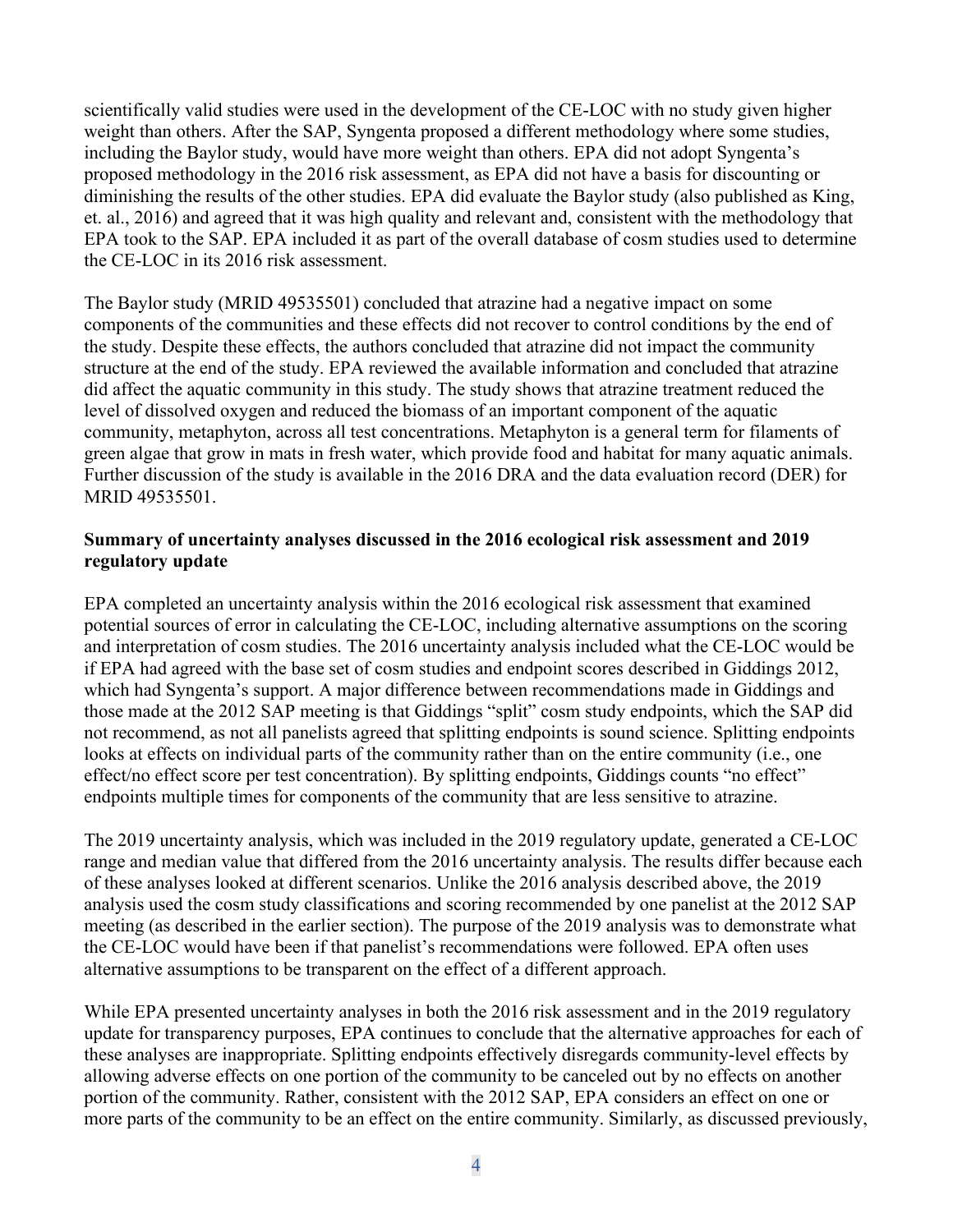scientifically valid studies were used in the development of the CE-LOC with no study given higher weight than others. After the SAP, Syngenta proposed a different methodology where some studies, including the Baylor study, would have more weight than others. EPA did not adopt Syngenta's proposed methodology in the 2016 risk assessment, as EPA did not have a basis for discounting or diminishing the results of the other studies. EPA did evaluate the Baylor study (also published as King, et. al., 2016) and agreed that it was high quality and relevant and, consistent with the methodology that EPA took to the SAP. EPA included it as part of the overall database of cosm studies used to determine the CE-LOC in its 2016 risk assessment.

The Baylor study (MRID 49535501) concluded that atrazine had a negative impact on some components of the communities and these effects did not recover to control conditions by the end of the study. Despite these effects, the authors concluded that atrazine did not impact the community structure at the end of the study. EPA reviewed the available information and concluded that atrazine did affect the aquatic community in this study. The study shows that atrazine treatment reduced the level of dissolved oxygen and reduced the biomass of an important component of the aquatic community, metaphyton, across all test concentrations. Metaphyton is a general term for filaments of green algae that grow in mats in fresh water, which provide food and habitat for many aquatic animals. Further discussion of the study is available in the 2016 DRA and the data evaluation record (DER) for MRID 49535501.

**Summary of uncertainty analyses discussed in the 2016 ecological risk assessment and 2019 regulatory update**

EPA completed an uncertainty analysis within the 2016 ecological risk assessment that examined potential sources of error in calculating the CE-LOC, including alternative assumptions on the scoring and interpretation of cosm studies. The 2016 uncertainty analysis included what the CE-LOC would be if EPA had agreed with the base set of cosm studies and endpoint scores described in Giddings 2012, which had Syngenta's support. A major difference between recommendations made in Giddings and those made at the 2012 SAP meeting is that Giddings "split" cosm study endpoints, which the SAP did not recommend, as not all panelists agreed that splitting endpoints is sound science. Splitting endpoints looks at effects on individual parts of the community rather than on the entire community (i.e., one effect/no effect score per test concentration). By splitting endpoints, Giddings counts "no effect" endpoints multiple times for components of the community that are less sensitive to atrazine.

The 2019 uncertainty analysis, which was included in the 2019 regulatory update, generated a CE-LOC range and median value that differed from the 2016 uncertainty analysis. The results differ because each of these analyses looked at different scenarios. Unlike the 2016 analysis described above, the 2019 analysis used the cosm study classifications and scoring recommended by one panelist at the 2012 SAP meeting (as described in the earlier section). The purpose of the 2019 analysis was to demonstrate what the CE-LOC would have been if that panelist's recommendations were followed. EPA often uses alternative assumptions to be transparent on the effect of a different approach.

While EPA presented uncertainty analyses in both the 2016 risk assessment and in the 2019 regulatory update for transparency purposes, EPA continues to conclude that the alternative approaches for each of these analyses are inappropriate. Splitting endpoints effectively disregards community-level effects by allowing adverse effects on one portion of the community to be canceled out by no effects on another portion of the community. Rather, consistent with the 2012 SAP, EPA considers an effect on one or more parts of the community to be an effect on the entire community. Similarly, as discussed previously,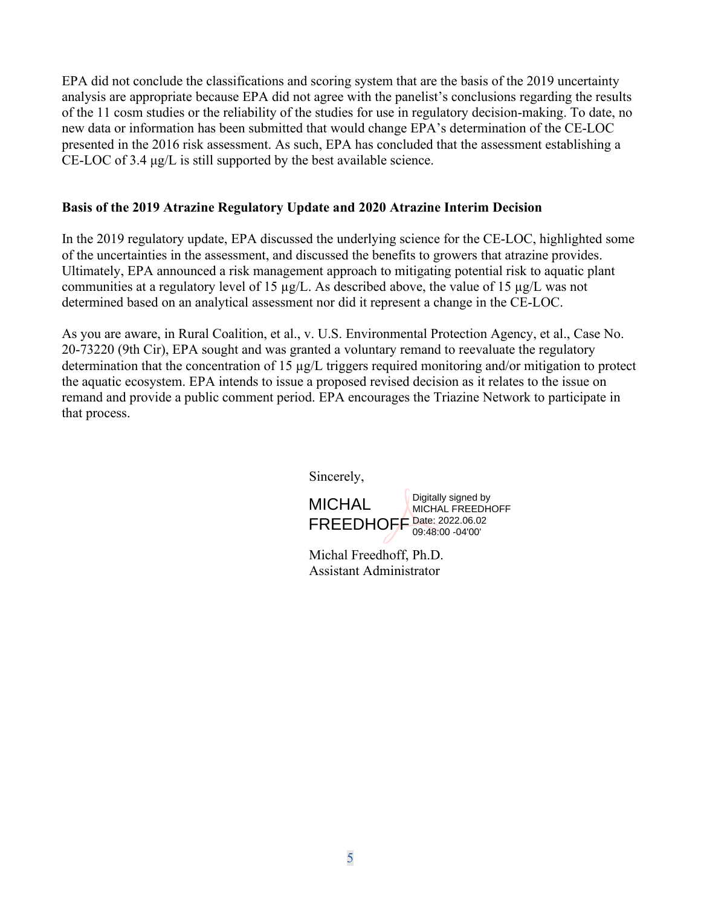EPA did not conclude the classifications and scoring system that are the basis of the 2019 uncertainty analysis are appropriate because EPA did not agree with the panelist's conclusions regarding the results of the 11 cosm studies or the reliability of the studies for use in regulatory decision-making. To date, no new data or information has been submitted that would change EPA's determination of the CE-LOC presented in the 2016 risk assessment. As such, EPA has concluded that the assessment establishing a CE-LOC of 3.4 µg/L is still supported by the best available science.

**Basis of the 2019 Atrazine Regulatory Update and 2020 Atrazine Interim Decision**

In the 2019 regulatory update, EPA discussed the underlying science for the CE-LOC, highlighted some of the uncertainties in the assessment, and discussed the benefits to growers that atrazine provides. Ultimately, EPA announced a risk management approach to mitigating potential risk to aquatic plant communities at a regulatory level of 15 µg/L. As described above, the value of 15 µg/L was not determined based on an analytical assessment nor did it represent a change in the CE-LOC.

As you are aware, in Rural Coalition, et al., v. U.S. Environmental Protection Agency, et al., Case No. 20-73220 (9th Cir), EPA sought and was granted a voluntary remand to reevaluate the regulatory determination that the concentration of 15 µg/L triggers required monitoring and/or mitigation to protect the aquatic ecosystem. EPA intends to issue a proposed revised decision as it relates to the issue on remand and provide a public comment period. EPA encourages the Triazine Network to participate in that process.

Sincerely,

MICHAL FREEDHOFF

Digitally signed by MICHAL FREEDHOFF
Date: 2022.06.02 09:48:00 -04'00'

Michal Freedhoff, Ph.D.
Assistant Administrator